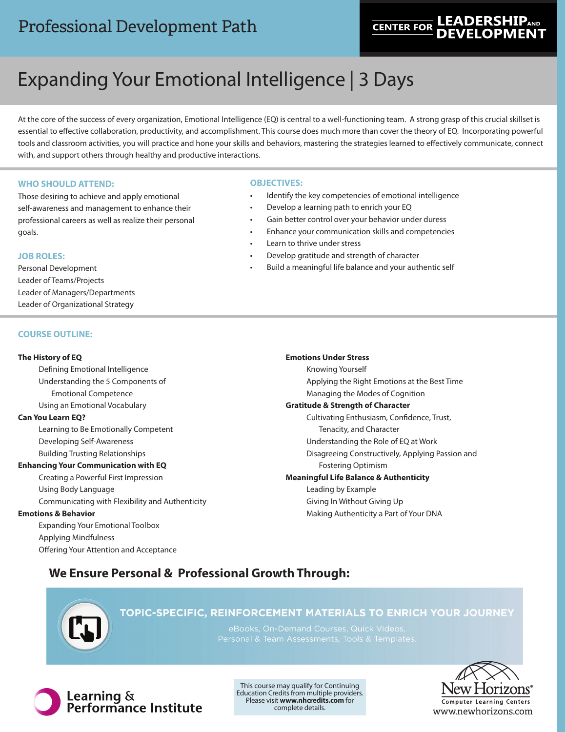# Professional Development Path

CENTER FOR LEADERSHIP AND DEVELOPMENT

## Expanding Your Emotional Intelligence | 3 Days

At the core of the success of every organization, Emotional Intelligence (EQ) is central to a well-functioning team. A strong grasp of this crucial skillset is essential to effective collaboration, productivity, and accomplishment. This course does much more than cover the theory of EQ. Incorporating powerful tools and classroom activities, you will practice and hone your skills and behaviors, mastering the strategies learned to effectively communicate, connect with, and support others through healthy and productive interactions.

### WHO SHOULD ATTEND:

Those desiring to achieve and apply emotional self-awareness and management to enhance their professional careers as well as realize their personal goals.

### JOB ROLES:

Personal Development
Leader of Teams/Projects
Leader of Managers/Departments
Leader of Organizational Strategy

### OBJECTIVES:

- Identify the key competencies of emotional intelligence
- Develop a learning path to enrich your EQ
- Gain better control over your behavior under duress
- Enhance your communication skills and competencies
- Learn to thrive under stress
- Develop gratitude and strength of character
- Build a meaningful life balance and your authentic self

### COURSE OUTLINE:

**The History of EQ**
- Defining Emotional Intelligence
- Understanding the 5 Components of Emotional Competence
- Using an Emotional Vocabulary

**Can You Learn EQ?**
- Learning to Be Emotionally Competent
- Developing Self-Awareness
- Building Trusting Relationships

**Enhancing Your Communication with EQ**
- Creating a Powerful First Impression
- Using Body Language
- Communicating with Flexibility and Authenticity

**Emotions & Behavior**
- Expanding Your Emotional Toolbox
- Applying Mindfulness
- Offering Your Attention and Acceptance

**Emotions Under Stress**
- Knowing Yourself
- Applying the Right Emotions at the Best Time
- Managing the Modes of Cognition

**Gratitude & Strength of Character**
- Cultivating Enthusiasm, Confidence, Trust, Tenacity, and Character
- Understanding the Role of EQ at Work
- Disagreeing Constructively, Applying Passion and Fostering Optimism

**Meaningful Life Balance & Authenticity**
- Leading by Example
- Giving In Without Giving Up
- Making Authenticity a Part of Your DNA

## We Ensure Personal & Professional Growth Through:

**TOPIC-SPECIFIC, REINFORCEMENT MATERIALS TO ENRICH YOUR JOURNEY**

eBooks, On-Demand Courses, Quick Videos, Personal & Team Assessments, Tools & Templates.

Learning & Performance Institute

This course may qualify for Continuing Education Credits from multiple providers. Please visit **www.nhcredits.com** for complete details.

New Horizons® Computer Learning Centers
www.newhorizons.com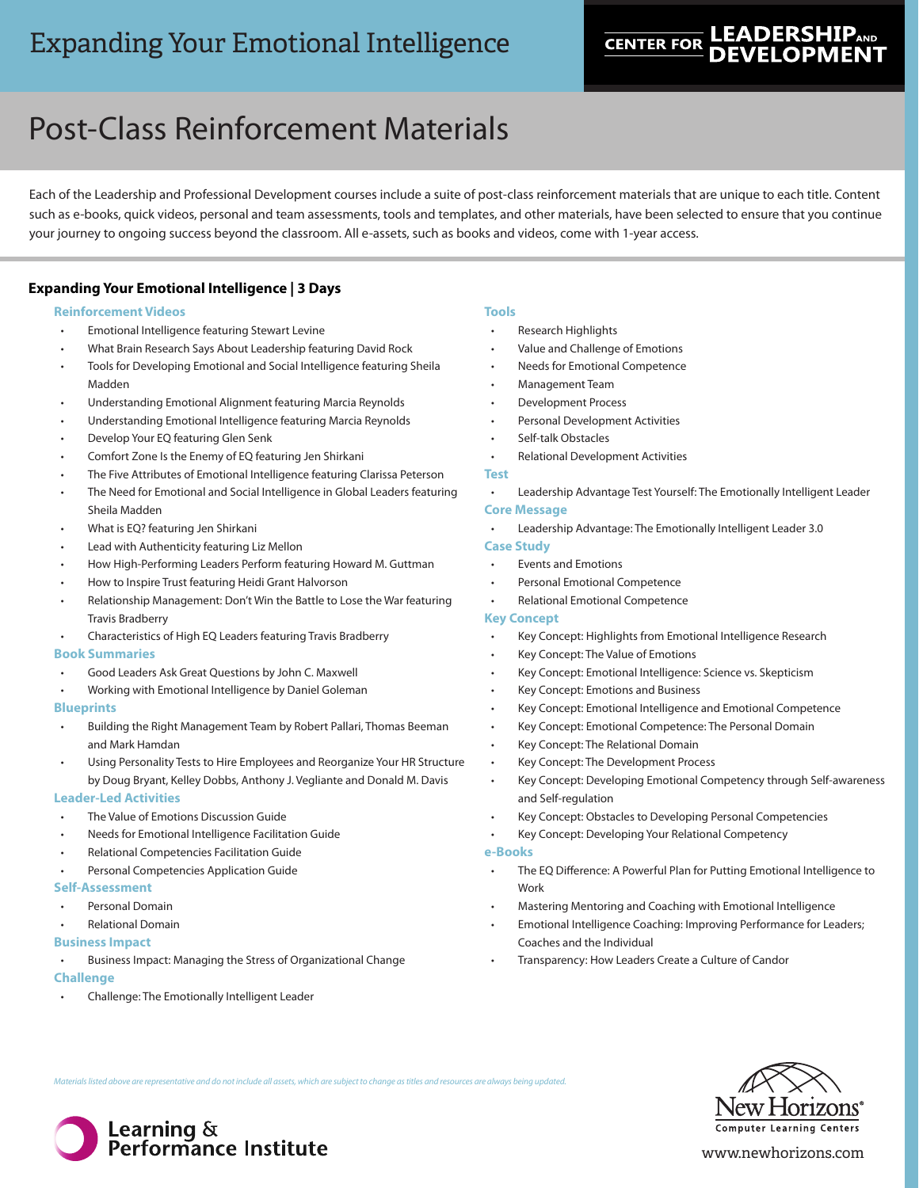# Expanding Your Emotional Intelligence

**CENTER FOR LEADERSHIP AND DEVELOPMENT**

## Post-Class Reinforcement Materials

Each of the Leadership and Professional Development courses include a suite of post-class reinforcement materials that are unique to each title. Content such as e-books, quick videos, personal and team assessments, tools and templates, and other materials, have been selected to ensure that you continue your journey to ongoing success beyond the classroom. All e-assets, such as books and videos, come with 1-year access.

### Expanding Your Emotional Intelligence | 3 Days

**Reinforcement Videos**

- Emotional Intelligence featuring Stewart Levine
- What Brain Research Says About Leadership featuring David Rock
- Tools for Developing Emotional and Social Intelligence featuring Sheila Madden
- Understanding Emotional Alignment featuring Marcia Reynolds
- Understanding Emotional Intelligence featuring Marcia Reynolds
- Develop Your EQ featuring Glen Senk
- Comfort Zone Is the Enemy of EQ featuring Jen Shirkani
- The Five Attributes of Emotional Intelligence featuring Clarissa Peterson
- The Need for Emotional and Social Intelligence in Global Leaders featuring Sheila Madden
- What is EQ? featuring Jen Shirkani
- Lead with Authenticity featuring Liz Mellon
- How High-Performing Leaders Perform featuring Howard M. Guttman
- How to Inspire Trust featuring Heidi Grant Halvorson
- Relationship Management: Don't Win the Battle to Lose the War featuring Travis Bradberry
- Characteristics of High EQ Leaders featuring Travis Bradberry

**Book Summaries**

- Good Leaders Ask Great Questions by John C. Maxwell
- Working with Emotional Intelligence by Daniel Goleman

**Blueprints**

- Building the Right Management Team by Robert Pallari, Thomas Beeman and Mark Hamdan
- Using Personality Tests to Hire Employees and Reorganize Your HR Structure by Doug Bryant, Kelley Dobbs, Anthony J. Vegliante and Donald M. Davis

**Leader-Led Activities**

- The Value of Emotions Discussion Guide
- Needs for Emotional Intelligence Facilitation Guide
- Relational Competencies Facilitation Guide
- Personal Competencies Application Guide

**Self-Assessment**

- Personal Domain
- Relational Domain

**Business Impact**

- Business Impact: Managing the Stress of Organizational Change

**Challenge**

- Challenge: The Emotionally Intelligent Leader

**Tools**

- Research Highlights
- Value and Challenge of Emotions
- Needs for Emotional Competence
- Management Team
- Development Process
- Personal Development Activities
- Self-talk Obstacles
- Relational Development Activities

**Test**

- Leadership Advantage Test Yourself: The Emotionally Intelligent Leader

**Core Message**

- Leadership Advantage: The Emotionally Intelligent Leader 3.0

**Case Study**

- Events and Emotions
- Personal Emotional Competence
- Relational Emotional Competence

**Key Concept**

- Key Concept: Highlights from Emotional Intelligence Research
- Key Concept: The Value of Emotions
- Key Concept: Emotional Intelligence: Science vs. Skepticism
- Key Concept: Emotions and Business
- Key Concept: Emotional Intelligence and Emotional Competence
- Key Concept: Emotional Competence: The Personal Domain
- Key Concept: The Relational Domain
- Key Concept: The Development Process
- Key Concept: Developing Emotional Competency through Self-awareness and Self-regulation
- Key Concept: Obstacles to Developing Personal Competencies
- Key Concept: Developing Your Relational Competency

**e-Books**

- The EQ Difference: A Powerful Plan for Putting Emotional Intelligence to Work
- Mastering Mentoring and Coaching with Emotional Intelligence
- Emotional Intelligence Coaching: Improving Performance for Leaders; Coaches and the Individual
- Transparency: How Leaders Create a Culture of Candor

*Materials listed above are representative and do not include all assets, which are subject to change as titles and resources are always being updated.*

Learning & Performance Institute

New Horizons® Computer Learning Centers

www.newhorizons.com